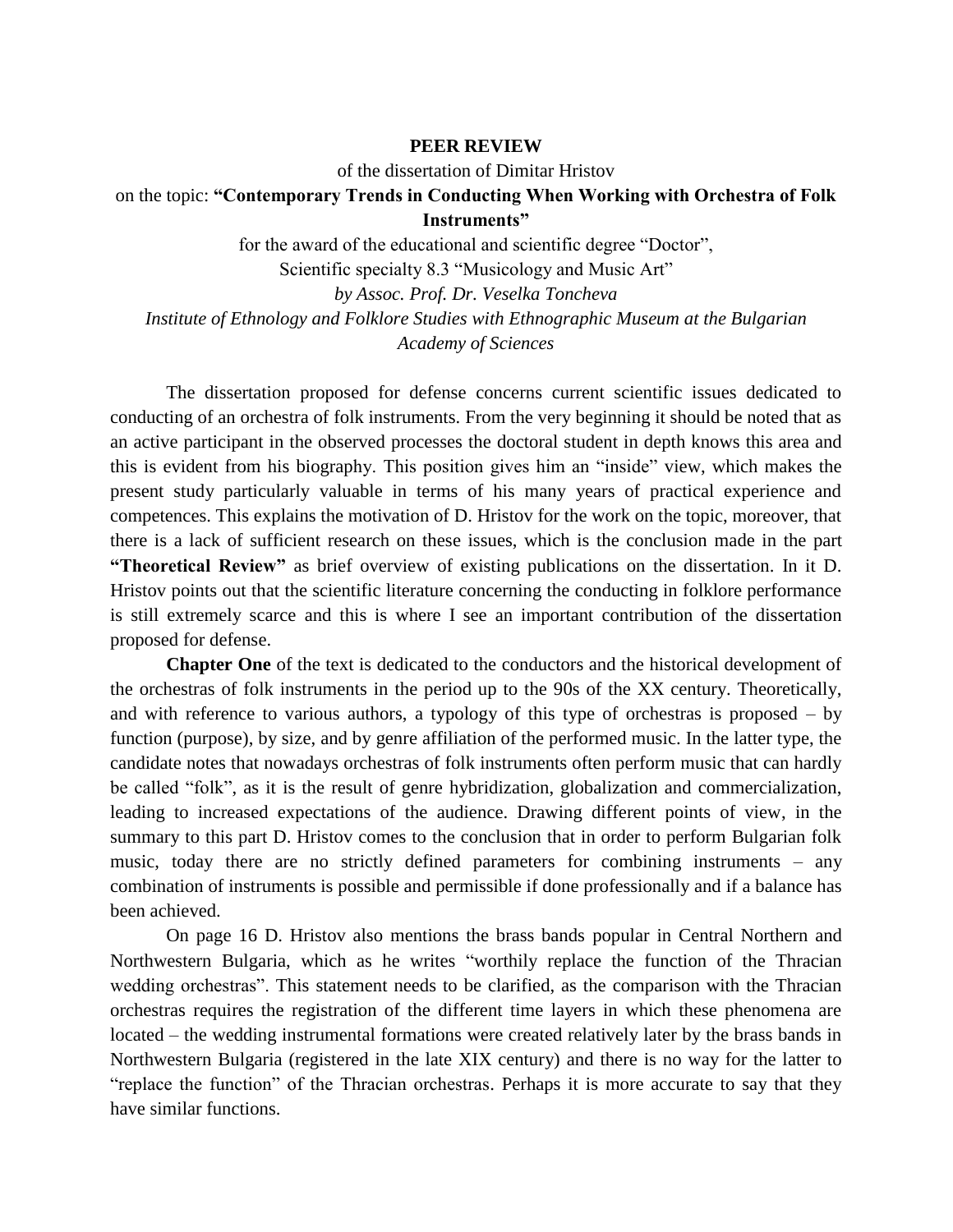**PEER REVIEW**

of the dissertation of Dimitar Hristov

on the topic: **"Contemporary Trends in Conducting When Working with Orchestra of Folk Instruments"**

for the award of the educational and scientific degree "Doctor",

Scientific specialty 8.3 "Musicology and Music Art"

*by Assoc. Prof. Dr. Veselka Toncheva*

*Institute of Ethnology and Folklore Studies with Ethnographic Museum at the Bulgarian Academy of Sciences*

The dissertation proposed for defense concerns current scientific issues dedicated to conducting of an orchestra of folk instruments. From the very beginning it should be noted that as an active participant in the observed processes the doctoral student in depth knows this area and this is evident from his biography. This position gives him an "inside" view, which makes the present study particularly valuable in terms of his many years of practical experience and competences. This explains the motivation of D. Hristov for the work on the topic, moreover, that there is a lack of sufficient research on these issues, which is the conclusion made in the part **"Theoretical Review"** as brief overview of existing publications on the dissertation. In it D. Hristov points out that the scientific literature concerning the conducting in folklore performance is still extremely scarce and this is where I see an important contribution of the dissertation proposed for defense.

**Chapter One** of the text is dedicated to the conductors and the historical development of the orchestras of folk instruments in the period up to the 90s of the XX century. Theoretically, and with reference to various authors, a typology of this type of orchestras is proposed – by function (purpose), by size, and by genre affiliation of the performed music. In the latter type, the candidate notes that nowadays orchestras of folk instruments often perform music that can hardly be called "folk", as it is the result of genre hybridization, globalization and commercialization, leading to increased expectations of the audience. Drawing different points of view, in the summary to this part D. Hristov comes to the conclusion that in order to perform Bulgarian folk music, today there are no strictly defined parameters for combining instruments – any combination of instruments is possible and permissible if done professionally and if a balance has been achieved.

On page 16 D. Hristov also mentions the brass bands popular in Central Northern and Northwestern Bulgaria, which as he writes "worthily replace the function of the Thracian wedding orchestras". This statement needs to be clarified, as the comparison with the Thracian orchestras requires the registration of the different time layers in which these phenomena are located – the wedding instrumental formations were created relatively later by the brass bands in Northwestern Bulgaria (registered in the late XIX century) and there is no way for the latter to "replace the function" of the Thracian orchestras. Perhaps it is more accurate to say that they have similar functions.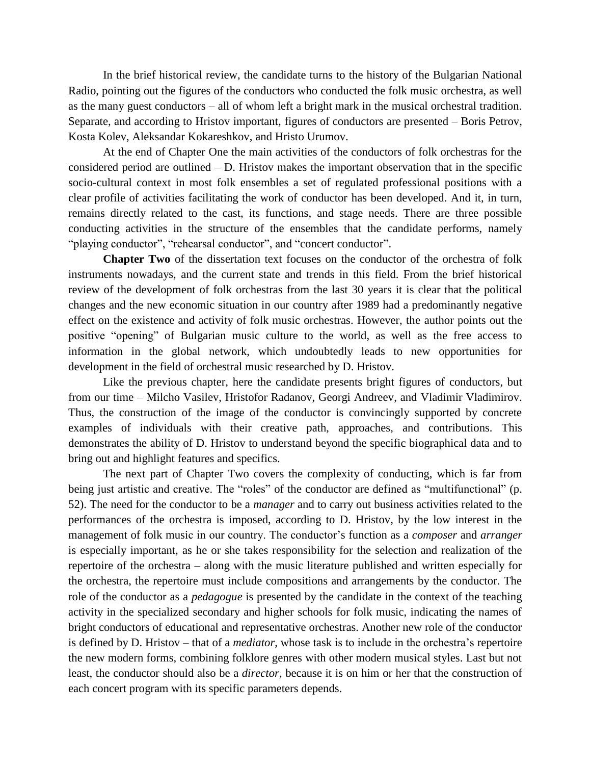In the brief historical review, the candidate turns to the history of the Bulgarian National Radio, pointing out the figures of the conductors who conducted the folk music orchestra, as well as the many guest conductors – all of whom left a bright mark in the musical orchestral tradition. Separate, and according to Hristov important, figures of conductors are presented – Boris Petrov, Kosta Kolev, Aleksandar Kokareshkov, and Hristo Urumov.

At the end of Chapter One the main activities of the conductors of folk orchestras for the considered period are outlined – D. Hristov makes the important observation that in the specific socio-cultural context in most folk ensembles a set of regulated professional positions with a clear profile of activities facilitating the work of conductor has been developed. And it, in turn, remains directly related to the cast, its functions, and stage needs. There are three possible conducting activities in the structure of the ensembles that the candidate performs, namely "playing conductor", "rehearsal conductor", and "concert conductor".

**Chapter Two** of the dissertation text focuses on the conductor of the orchestra of folk instruments nowadays, and the current state and trends in this field. From the brief historical review of the development of folk orchestras from the last 30 years it is clear that the political changes and the new economic situation in our country after 1989 had a predominantly negative effect on the existence and activity of folk music orchestras. However, the author points out the positive "opening" of Bulgarian music culture to the world, as well as the free access to information in the global network, which undoubtedly leads to new opportunities for development in the field of orchestral music researched by D. Hristov.

Like the previous chapter, here the candidate presents bright figures of conductors, but from our time – Milcho Vasilev, Hristofor Radanov, Georgi Andreev, and Vladimir Vladimirov. Thus, the construction of the image of the conductor is convincingly supported by concrete examples of individuals with their creative path, approaches, and contributions. This demonstrates the ability of D. Hristov to understand beyond the specific biographical data and to bring out and highlight features and specifics.

The next part of Chapter Two covers the complexity of conducting, which is far from being just artistic and creative. The "roles" of the conductor are defined as "multifunctional" (p. 52). The need for the conductor to be a *manager* and to carry out business activities related to the performances of the orchestra is imposed, according to D. Hristov, by the low interest in the management of folk music in our country. The conductor's function as a *composer* and *arranger* is especially important, as he or she takes responsibility for the selection and realization of the repertoire of the orchestra – along with the music literature published and written especially for the orchestra, the repertoire must include compositions and arrangements by the conductor. The role of the conductor as a *pedagogue* is presented by the candidate in the context of the teaching activity in the specialized secondary and higher schools for folk music, indicating the names of bright conductors of educational and representative orchestras. Another new role of the conductor is defined by D. Hristov – that of a *mediator*, whose task is to include in the orchestra's repertoire the new modern forms, combining folklore genres with other modern musical styles. Last but not least, the conductor should also be a *director*, because it is on him or her that the construction of each concert program with its specific parameters depends.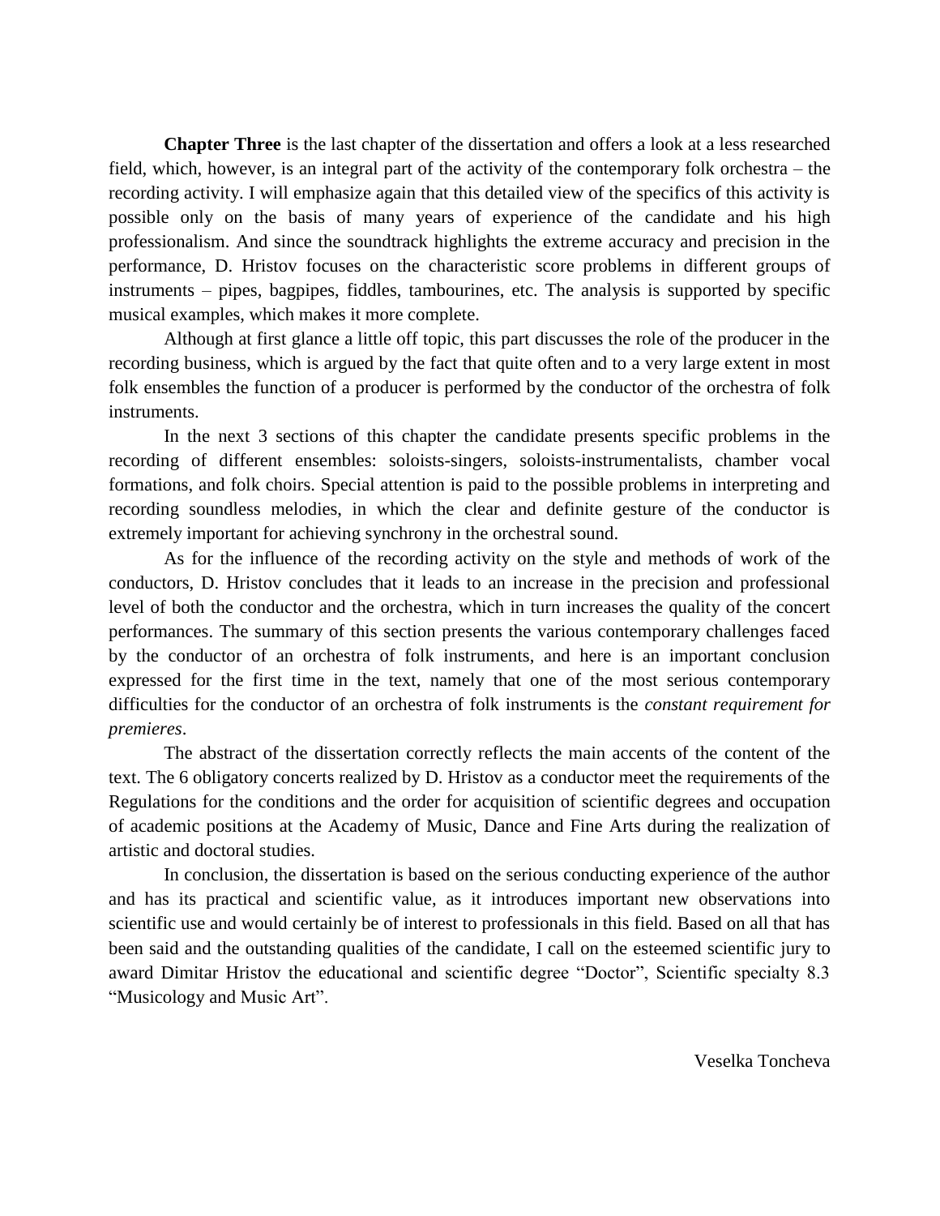**Chapter Three** is the last chapter of the dissertation and offers a look at a less researched field, which, however, is an integral part of the activity of the contemporary folk orchestra – the recording activity. I will emphasize again that this detailed view of the specifics of this activity is possible only on the basis of many years of experience of the candidate and his high professionalism. And since the soundtrack highlights the extreme accuracy and precision in the performance, D. Hristov focuses on the characteristic score problems in different groups of instruments – pipes, bagpipes, fiddles, tambourines, etc. The analysis is supported by specific musical examples, which makes it more complete.

Although at first glance a little off topic, this part discusses the role of the producer in the recording business, which is argued by the fact that quite often and to a very large extent in most folk ensembles the function of a producer is performed by the conductor of the orchestra of folk instruments.

In the next 3 sections of this chapter the candidate presents specific problems in the recording of different ensembles: soloists-singers, soloists-instrumentalists, chamber vocal formations, and folk choirs. Special attention is paid to the possible problems in interpreting and recording soundless melodies, in which the clear and definite gesture of the conductor is extremely important for achieving synchrony in the orchestral sound.

As for the influence of the recording activity on the style and methods of work of the conductors, D. Hristov concludes that it leads to an increase in the precision and professional level of both the conductor and the orchestra, which in turn increases the quality of the concert performances. The summary of this section presents the various contemporary challenges faced by the conductor of an orchestra of folk instruments, and here is an important conclusion expressed for the first time in the text, namely that one of the most serious contemporary difficulties for the conductor of an orchestra of folk instruments is the *constant requirement for premieres*.

The abstract of the dissertation correctly reflects the main accents of the content of the text. The 6 obligatory concerts realized by D. Hristov as a conductor meet the requirements of the Regulations for the conditions and the order for acquisition of scientific degrees and occupation of academic positions at the Academy of Music, Dance and Fine Arts during the realization of artistic and doctoral studies.

In conclusion, the dissertation is based on the serious conducting experience of the author and has its practical and scientific value, as it introduces important new observations into scientific use and would certainly be of interest to professionals in this field. Based on all that has been said and the outstanding qualities of the candidate, I call on the esteemed scientific jury to award Dimitar Hristov the educational and scientific degree "Doctor", Scientific specialty 8.3 "Musicology and Music Art".

Veselka Toncheva